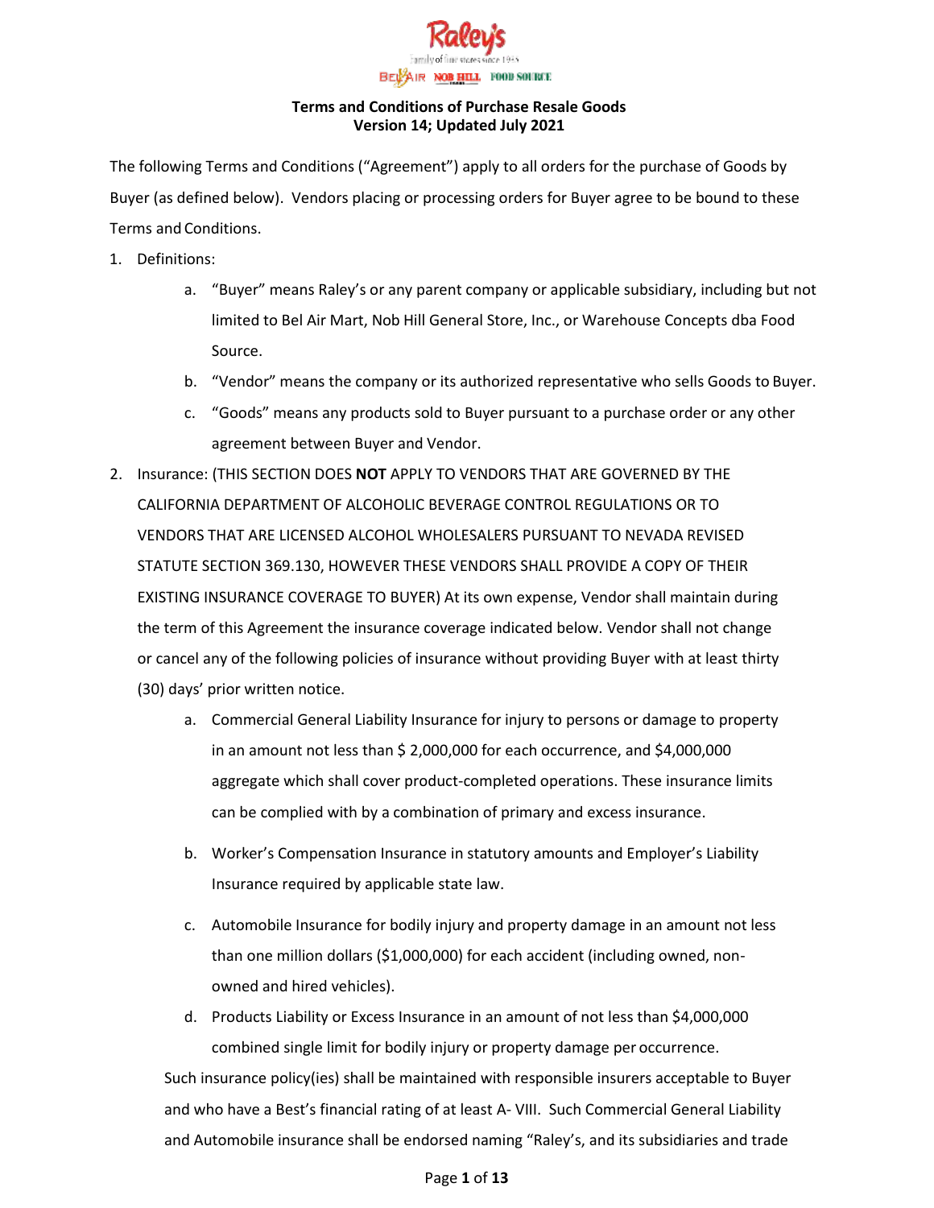**Terms and Conditions of Purchase Resale Goods**
**Version 14; Updated July 2021**

The following Terms and Conditions ("Agreement") apply to all orders for the purchase of Goods by Buyer (as defined below). Vendors placing or processing orders for Buyer agree to be bound to these Terms and Conditions.

1. Definitions:
   a. "Buyer" means Raley's or any parent company or applicable subsidiary, including but not limited to Bel Air Mart, Nob Hill General Store, Inc., or Warehouse Concepts dba Food Source.
   b. "Vendor" means the company or its authorized representative who sells Goods to Buyer.
   c. "Goods" means any products sold to Buyer pursuant to a purchase order or any other agreement between Buyer and Vendor.
2. Insurance: (THIS SECTION DOES **NOT** APPLY TO VENDORS THAT ARE GOVERNED BY THE CALIFORNIA DEPARTMENT OF ALCOHOLIC BEVERAGE CONTROL REGULATIONS OR TO VENDORS THAT ARE LICENSED ALCOHOL WHOLESALERS PURSUANT TO NEVADA REVISED STATUTE SECTION 369.130, HOWEVER THESE VENDORS SHALL PROVIDE A COPY OF THEIR EXISTING INSURANCE COVERAGE TO BUYER) At its own expense, Vendor shall maintain during the term of this Agreement the insurance coverage indicated below. Vendor shall not change or cancel any of the following policies of insurance without providing Buyer with at least thirty (30) days' prior written notice.
   a. Commercial General Liability Insurance for injury to persons or damage to property in an amount not less than $ 2,000,000 for each occurrence, and $4,000,000 aggregate which shall cover product-completed operations. These insurance limits can be complied with by a combination of primary and excess insurance.
   b. Worker's Compensation Insurance in statutory amounts and Employer's Liability Insurance required by applicable state law.
   c. Automobile Insurance for bodily injury and property damage in an amount not less than one million dollars ($1,000,000) for each accident (including owned, non-owned and hired vehicles).
   d. Products Liability or Excess Insurance in an amount of not less than $4,000,000 combined single limit for bodily injury or property damage per occurrence.

   Such insurance policy(ies) shall be maintained with responsible insurers acceptable to Buyer and who have a Best's financial rating of at least A- VIII. Such Commercial General Liability and Automobile insurance shall be endorsed naming "Raley's, and its subsidiaries and trade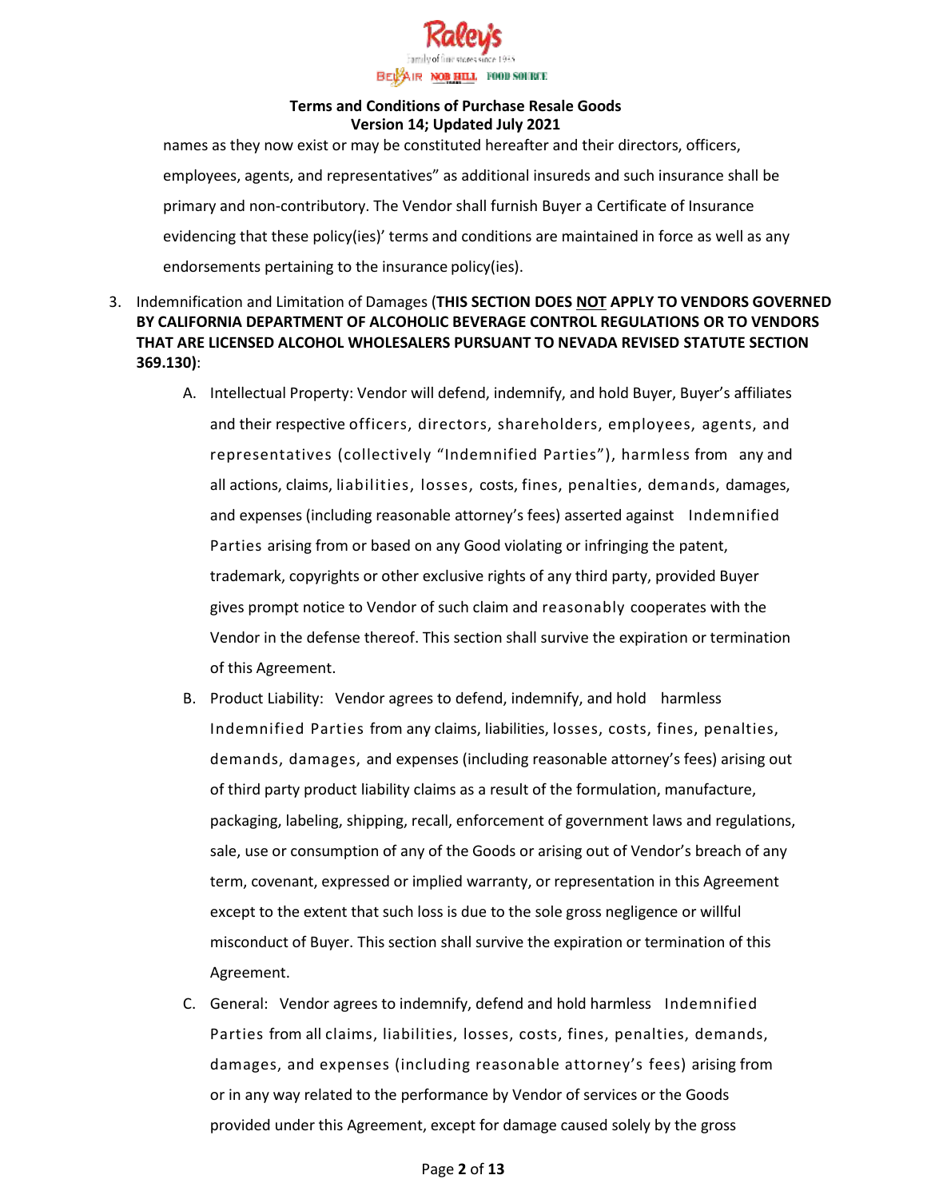names as they now exist or may be constituted hereafter and their directors, officers, employees, agents, and representatives" as additional insureds and such insurance shall be primary and non-contributory. The Vendor shall furnish Buyer a Certificate of Insurance evidencing that these policy(ies)' terms and conditions are maintained in force as well as any endorsements pertaining to the insurance policy(ies).

3. Indemnification and Limitation of Damages (**THIS SECTION DOES <u>NOT</u> APPLY TO VENDORS GOVERNED BY CALIFORNIA DEPARTMENT OF ALCOHOLIC BEVERAGE CONTROL REGULATIONS OR TO VENDORS THAT ARE LICENSED ALCOHOL WHOLESALERS PURSUANT TO NEVADA REVISED STATUTE SECTION 369.130)**:

   A. Intellectual Property: Vendor will defend, indemnify, and hold Buyer, Buyer's affiliates and their respective officers, directors, shareholders, employees, agents, and representatives (collectively "Indemnified Parties"), harmless from any and all actions, claims, liabilities, losses, costs, fines, penalties, demands, damages, and expenses (including reasonable attorney's fees) asserted against Indemnified Parties arising from or based on any Good violating or infringing the patent, trademark, copyrights or other exclusive rights of any third party, provided Buyer gives prompt notice to Vendor of such claim and reasonably cooperates with the Vendor in the defense thereof. This section shall survive the expiration or termination of this Agreement.

   B. Product Liability: Vendor agrees to defend, indemnify, and hold harmless Indemnified Parties from any claims, liabilities, losses, costs, fines, penalties, demands, damages, and expenses (including reasonable attorney's fees) arising out of third party product liability claims as a result of the formulation, manufacture, packaging, labeling, shipping, recall, enforcement of government laws and regulations, sale, use or consumption of any of the Goods or arising out of Vendor's breach of any term, covenant, expressed or implied warranty, or representation in this Agreement except to the extent that such loss is due to the sole gross negligence or willful misconduct of Buyer. This section shall survive the expiration or termination of this Agreement.

   C. General: Vendor agrees to indemnify, defend and hold harmless Indemnified Parties from all claims, liabilities, losses, costs, fines, penalties, demands, damages, and expenses (including reasonable attorney's fees) arising from or in any way related to the performance by Vendor of services or the Goods provided under this Agreement, except for damage caused solely by the gross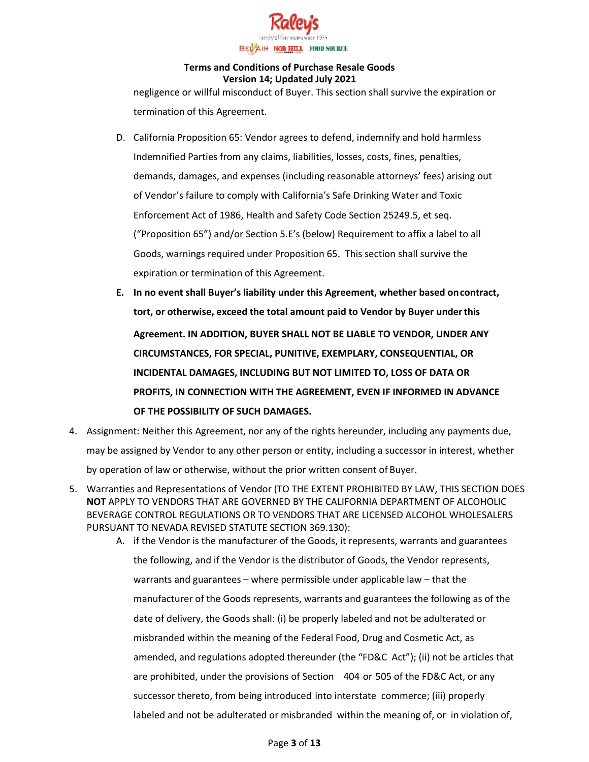negligence or willful misconduct of Buyer. This section shall survive the expiration or termination of this Agreement.

D. California Proposition 65: Vendor agrees to defend, indemnify and hold harmless Indemnified Parties from any claims, liabilities, losses, costs, fines, penalties, demands, damages, and expenses (including reasonable attorneys' fees) arising out of Vendor's failure to comply with California's Safe Drinking Water and Toxic Enforcement Act of 1986, Health and Safety Code Section 25249.5, et seq. ("Proposition 65") and/or Section 5.E's (below) Requirement to affix a label to all Goods, warnings required under Proposition 65. This section shall survive the expiration or termination of this Agreement.

**E. In no event shall Buyer's liability under this Agreement, whether based on contract, tort, or otherwise, exceed the total amount paid to Vendor by Buyer under this Agreement. IN ADDITION, BUYER SHALL NOT BE LIABLE TO VENDOR, UNDER ANY CIRCUMSTANCES, FOR SPECIAL, PUNITIVE, EXEMPLARY, CONSEQUENTIAL, OR INCIDENTAL DAMAGES, INCLUDING BUT NOT LIMITED TO, LOSS OF DATA OR PROFITS, IN CONNECTION WITH THE AGREEMENT, EVEN IF INFORMED IN ADVANCE OF THE POSSIBILITY OF SUCH DAMAGES.**

4. Assignment: Neither this Agreement, nor any of the rights hereunder, including any payments due, may be assigned by Vendor to any other person or entity, including a successor in interest, whether by operation of law or otherwise, without the prior written consent of Buyer.

5. Warranties and Representations of Vendor (TO THE EXTENT PROHIBITED BY LAW, THIS SECTION DOES **NOT** APPLY TO VENDORS THAT ARE GOVERNED BY THE CALIFORNIA DEPARTMENT OF ALCOHOLIC BEVERAGE CONTROL REGULATIONS OR TO VENDORS THAT ARE LICENSED ALCOHOL WHOLESALERS PURSUANT TO NEVADA REVISED STATUTE SECTION 369.130):

   A. if the Vendor is the manufacturer of the Goods, it represents, warrants and guarantees the following, and if the Vendor is the distributor of Goods, the Vendor represents, warrants and guarantees – where permissible under applicable law – that the manufacturer of the Goods represents, warrants and guarantees the following as of the date of delivery, the Goods shall: (i) be properly labeled and not be adulterated or misbranded within the meaning of the Federal Food, Drug and Cosmetic Act, as amended, and regulations adopted thereunder (the "FD&C Act"); (ii) not be articles that are prohibited, under the provisions of Section 404 or 505 of the FD&C Act, or any successor thereto, from being introduced into interstate commerce; (iii) properly labeled and not be adulterated or misbranded within the meaning of, or in violation of,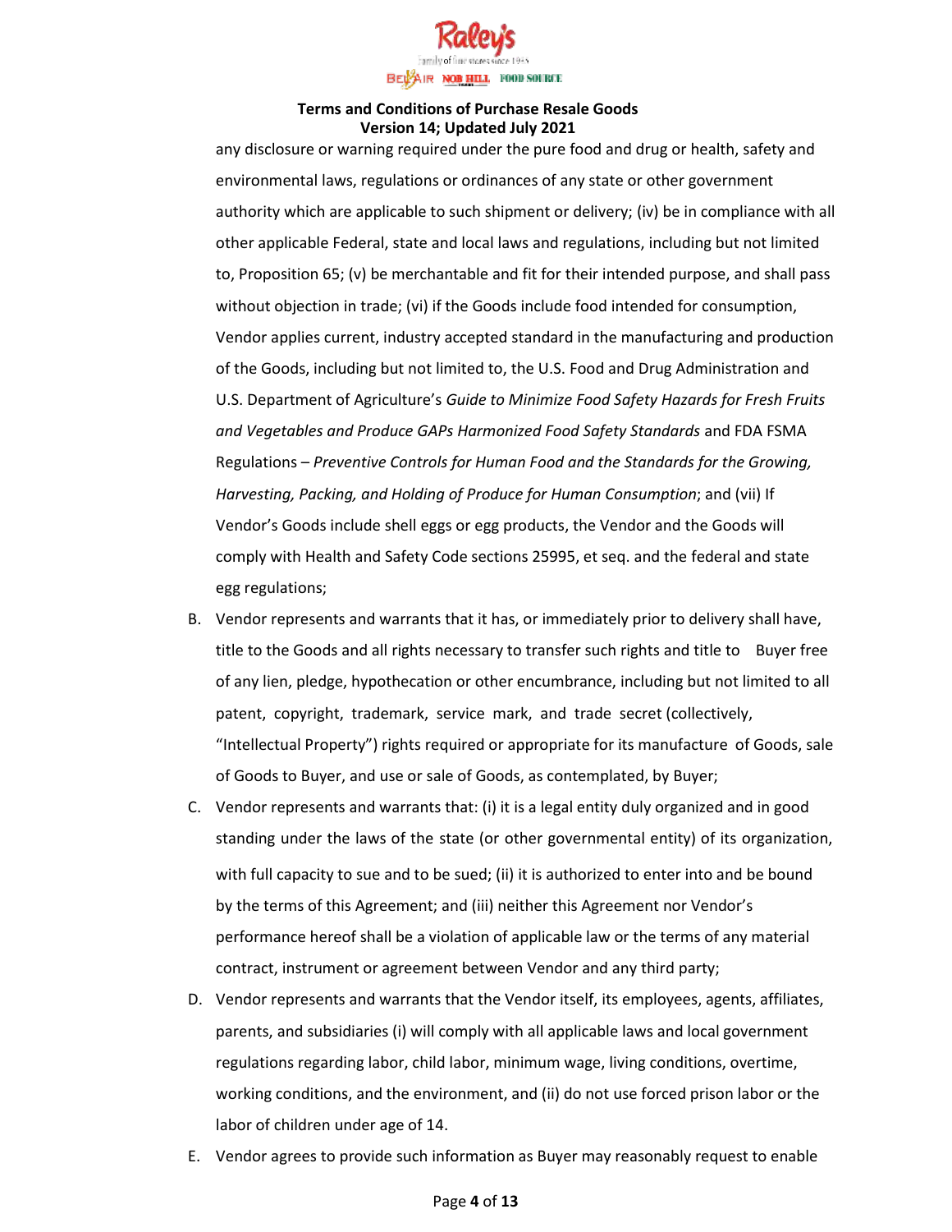any disclosure or warning required under the pure food and drug or health, safety and environmental laws, regulations or ordinances of any state or other government authority which are applicable to such shipment or delivery; (iv) be in compliance with all other applicable Federal, state and local laws and regulations, including but not limited to, Proposition 65; (v) be merchantable and fit for their intended purpose, and shall pass without objection in trade; (vi) if the Goods include food intended for consumption, Vendor applies current, industry accepted standard in the manufacturing and production of the Goods, including but not limited to, the U.S. Food and Drug Administration and U.S. Department of Agriculture's *Guide to Minimize Food Safety Hazards for Fresh Fruits and Vegetables and Produce GAPs Harmonized Food Safety Standards* and FDA FSMA Regulations – *Preventive Controls for Human Food and the Standards for the Growing, Harvesting, Packing, and Holding of Produce for Human Consumption*; and (vii) If Vendor's Goods include shell eggs or egg products, the Vendor and the Goods will comply with Health and Safety Code sections 25995, et seq. and the federal and state egg regulations;

B. Vendor represents and warrants that it has, or immediately prior to delivery shall have, title to the Goods and all rights necessary to transfer such rights and title to Buyer free of any lien, pledge, hypothecation or other encumbrance, including but not limited to all patent, copyright, trademark, service mark, and trade secret (collectively, "Intellectual Property") rights required or appropriate for its manufacture of Goods, sale of Goods to Buyer, and use or sale of Goods, as contemplated, by Buyer;

C. Vendor represents and warrants that: (i) it is a legal entity duly organized and in good standing under the laws of the state (or other governmental entity) of its organization, with full capacity to sue and to be sued; (ii) it is authorized to enter into and be bound by the terms of this Agreement; and (iii) neither this Agreement nor Vendor's performance hereof shall be a violation of applicable law or the terms of any material contract, instrument or agreement between Vendor and any third party;

D. Vendor represents and warrants that the Vendor itself, its employees, agents, affiliates, parents, and subsidiaries (i) will comply with all applicable laws and local government regulations regarding labor, child labor, minimum wage, living conditions, overtime, working conditions, and the environment, and (ii) do not use forced prison labor or the labor of children under age of 14.

E. Vendor agrees to provide such information as Buyer may reasonably request to enable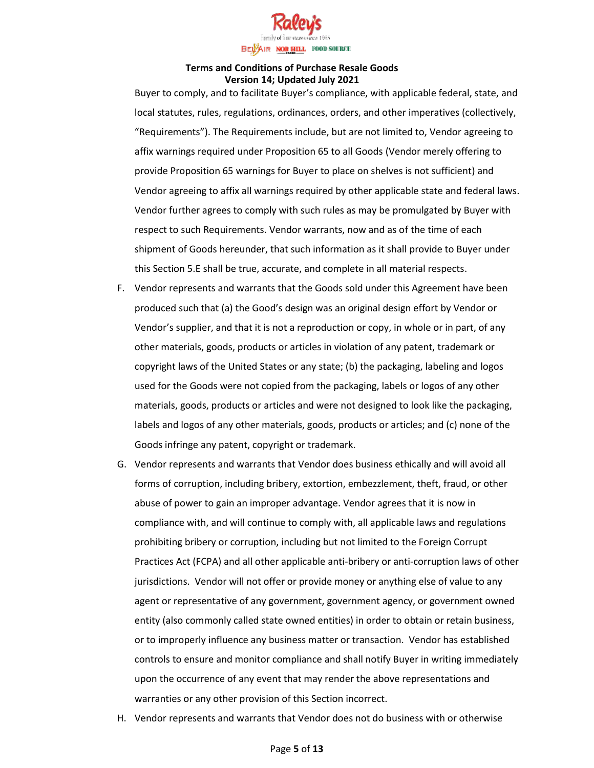Buyer to comply, and to facilitate Buyer's compliance, with applicable federal, state, and local statutes, rules, regulations, ordinances, orders, and other imperatives (collectively, "Requirements"). The Requirements include, but are not limited to, Vendor agreeing to affix warnings required under Proposition 65 to all Goods (Vendor merely offering to provide Proposition 65 warnings for Buyer to place on shelves is not sufficient) and Vendor agreeing to affix all warnings required by other applicable state and federal laws. Vendor further agrees to comply with such rules as may be promulgated by Buyer with respect to such Requirements. Vendor warrants, now and as of the time of each shipment of Goods hereunder, that such information as it shall provide to Buyer under this Section 5.E shall be true, accurate, and complete in all material respects.

F. Vendor represents and warrants that the Goods sold under this Agreement have been produced such that (a) the Good's design was an original design effort by Vendor or Vendor's supplier, and that it is not a reproduction or copy, in whole or in part, of any other materials, goods, products or articles in violation of any patent, trademark or copyright laws of the United States or any state; (b) the packaging, labeling and logos used for the Goods were not copied from the packaging, labels or logos of any other materials, goods, products or articles and were not designed to look like the packaging, labels and logos of any other materials, goods, products or articles; and (c) none of the Goods infringe any patent, copyright or trademark.

G. Vendor represents and warrants that Vendor does business ethically and will avoid all forms of corruption, including bribery, extortion, embezzlement, theft, fraud, or other abuse of power to gain an improper advantage. Vendor agrees that it is now in compliance with, and will continue to comply with, all applicable laws and regulations prohibiting bribery or corruption, including but not limited to the Foreign Corrupt Practices Act (FCPA) and all other applicable anti-bribery or anti-corruption laws of other jurisdictions. Vendor will not offer or provide money or anything else of value to any agent or representative of any government, government agency, or government owned entity (also commonly called state owned entities) in order to obtain or retain business, or to improperly influence any business matter or transaction. Vendor has established controls to ensure and monitor compliance and shall notify Buyer in writing immediately upon the occurrence of any event that may render the above representations and warranties or any other provision of this Section incorrect.

H. Vendor represents and warrants that Vendor does not do business with or otherwise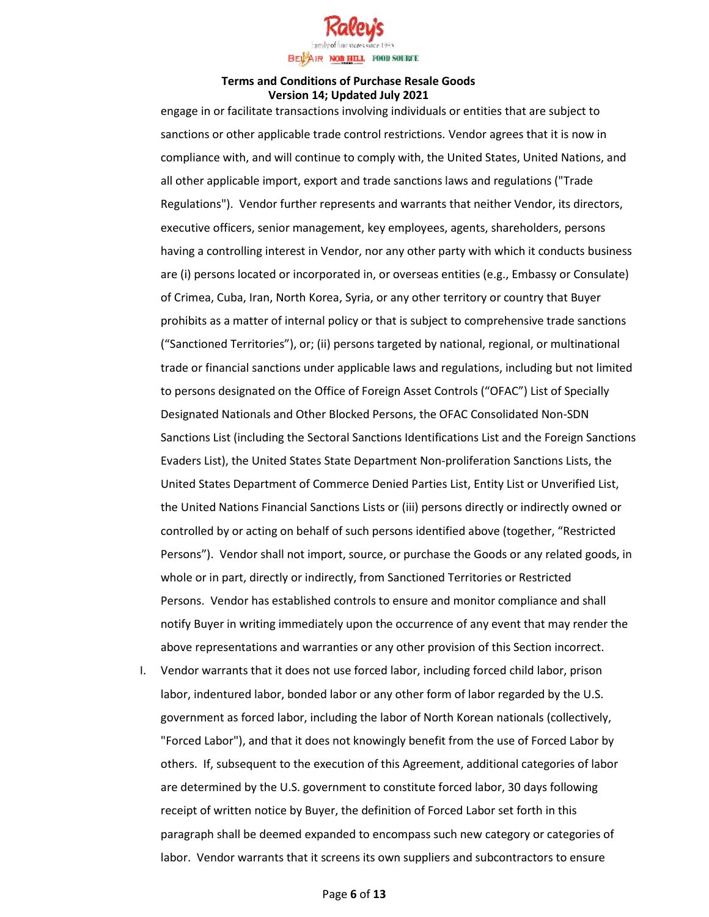engage in or facilitate transactions involving individuals or entities that are subject to sanctions or other applicable trade control restrictions. Vendor agrees that it is now in compliance with, and will continue to comply with, the United States, United Nations, and all other applicable import, export and trade sanctions laws and regulations ("Trade Regulations"). Vendor further represents and warrants that neither Vendor, its directors, executive officers, senior management, key employees, agents, shareholders, persons having a controlling interest in Vendor, nor any other party with which it conducts business are (i) persons located or incorporated in, or overseas entities (e.g., Embassy or Consulate) of Crimea, Cuba, Iran, North Korea, Syria, or any other territory or country that Buyer prohibits as a matter of internal policy or that is subject to comprehensive trade sanctions ("Sanctioned Territories"), or; (ii) persons targeted by national, regional, or multinational trade or financial sanctions under applicable laws and regulations, including but not limited to persons designated on the Office of Foreign Asset Controls ("OFAC") List of Specially Designated Nationals and Other Blocked Persons, the OFAC Consolidated Non-SDN Sanctions List (including the Sectoral Sanctions Identifications List and the Foreign Sanctions Evaders List), the United States State Department Non-proliferation Sanctions Lists, the United States Department of Commerce Denied Parties List, Entity List or Unverified List, the United Nations Financial Sanctions Lists or (iii) persons directly or indirectly owned or controlled by or acting on behalf of such persons identified above (together, "Restricted Persons"). Vendor shall not import, source, or purchase the Goods or any related goods, in whole or in part, directly or indirectly, from Sanctioned Territories or Restricted Persons. Vendor has established controls to ensure and monitor compliance and shall notify Buyer in writing immediately upon the occurrence of any event that may render the above representations and warranties or any other provision of this Section incorrect.

I. Vendor warrants that it does not use forced labor, including forced child labor, prison labor, indentured labor, bonded labor or any other form of labor regarded by the U.S. government as forced labor, including the labor of North Korean nationals (collectively, "Forced Labor"), and that it does not knowingly benefit from the use of Forced Labor by others. If, subsequent to the execution of this Agreement, additional categories of labor are determined by the U.S. government to constitute forced labor, 30 days following receipt of written notice by Buyer, the definition of Forced Labor set forth in this paragraph shall be deemed expanded to encompass such new category or categories of labor. Vendor warrants that it screens its own suppliers and subcontractors to ensure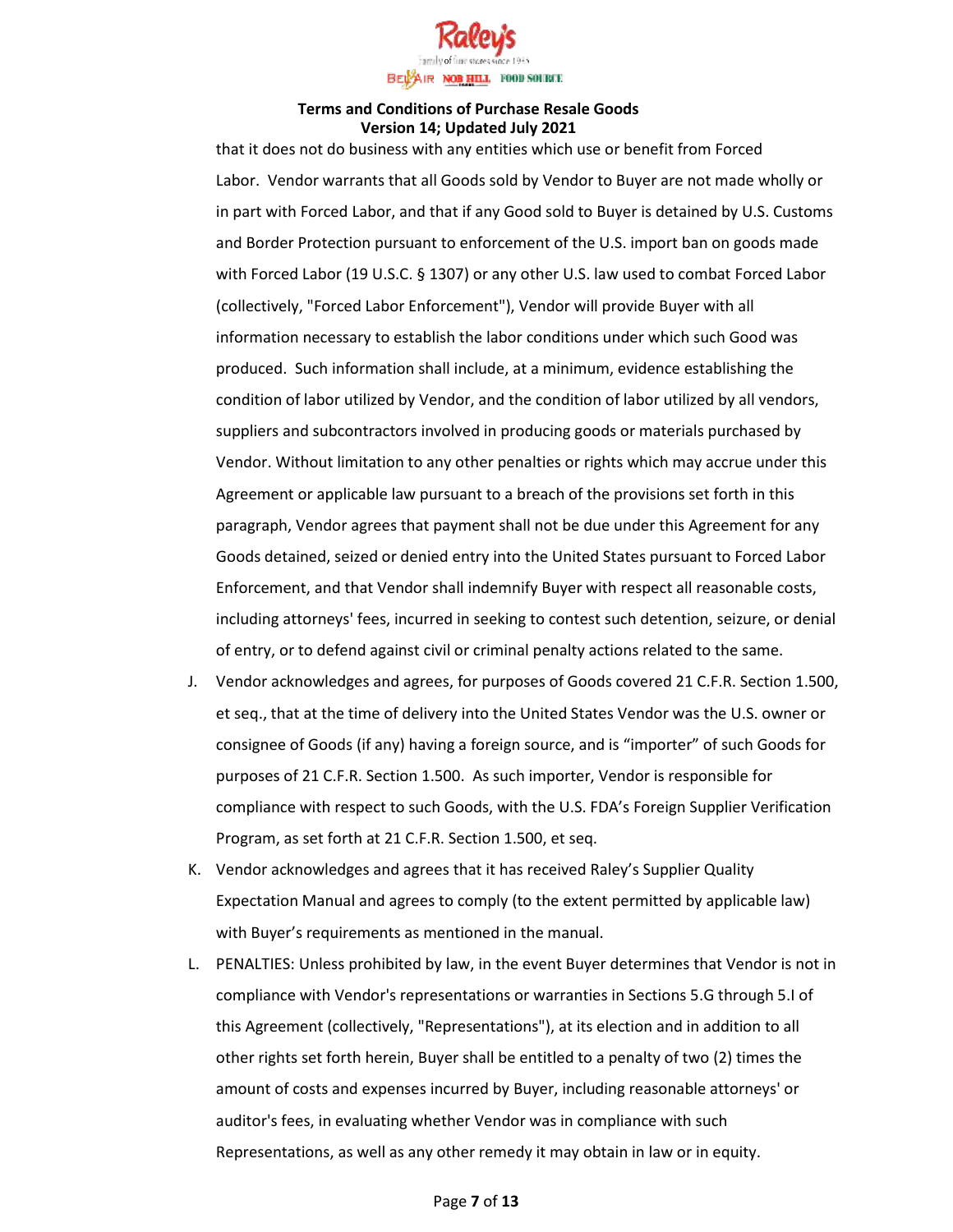that it does not do business with any entities which use or benefit from Forced Labor. Vendor warrants that all Goods sold by Vendor to Buyer are not made wholly or in part with Forced Labor, and that if any Good sold to Buyer is detained by U.S. Customs and Border Protection pursuant to enforcement of the U.S. import ban on goods made with Forced Labor (19 U.S.C. § 1307) or any other U.S. law used to combat Forced Labor (collectively, "Forced Labor Enforcement"), Vendor will provide Buyer with all information necessary to establish the labor conditions under which such Good was produced. Such information shall include, at a minimum, evidence establishing the condition of labor utilized by Vendor, and the condition of labor utilized by all vendors, suppliers and subcontractors involved in producing goods or materials purchased by Vendor. Without limitation to any other penalties or rights which may accrue under this Agreement or applicable law pursuant to a breach of the provisions set forth in this paragraph, Vendor agrees that payment shall not be due under this Agreement for any Goods detained, seized or denied entry into the United States pursuant to Forced Labor Enforcement, and that Vendor shall indemnify Buyer with respect all reasonable costs, including attorneys' fees, incurred in seeking to contest such detention, seizure, or denial of entry, or to defend against civil or criminal penalty actions related to the same.

J. Vendor acknowledges and agrees, for purposes of Goods covered 21 C.F.R. Section 1.500, et seq., that at the time of delivery into the United States Vendor was the U.S. owner or consignee of Goods (if any) having a foreign source, and is "importer" of such Goods for purposes of 21 C.F.R. Section 1.500. As such importer, Vendor is responsible for compliance with respect to such Goods, with the U.S. FDA's Foreign Supplier Verification Program, as set forth at 21 C.F.R. Section 1.500, et seq.

K. Vendor acknowledges and agrees that it has received Raley's Supplier Quality Expectation Manual and agrees to comply (to the extent permitted by applicable law) with Buyer's requirements as mentioned in the manual.

L. PENALTIES: Unless prohibited by law, in the event Buyer determines that Vendor is not in compliance with Vendor's representations or warranties in Sections 5.G through 5.I of this Agreement (collectively, "Representations"), at its election and in addition to all other rights set forth herein, Buyer shall be entitled to a penalty of two (2) times the amount of costs and expenses incurred by Buyer, including reasonable attorneys' or auditor's fees, in evaluating whether Vendor was in compliance with such Representations, as well as any other remedy it may obtain in law or in equity.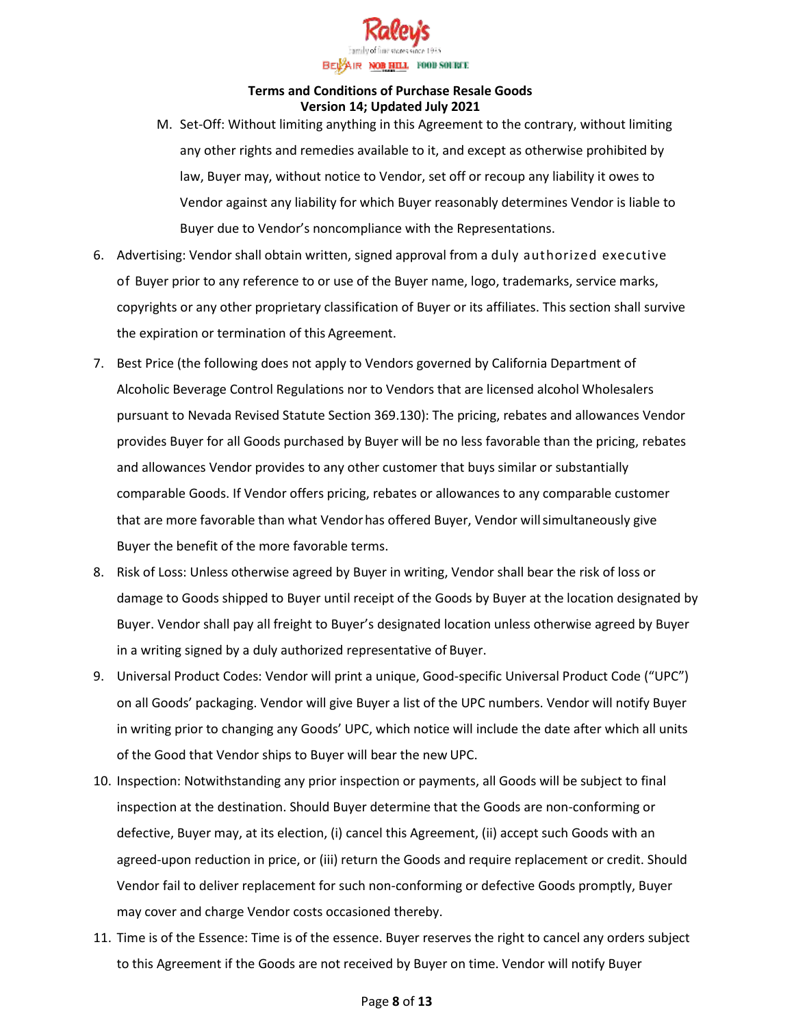M. Set-Off: Without limiting anything in this Agreement to the contrary, without limiting any other rights and remedies available to it, and except as otherwise prohibited by law, Buyer may, without notice to Vendor, set off or recoup any liability it owes to Vendor against any liability for which Buyer reasonably determines Vendor is liable to Buyer due to Vendor's noncompliance with the Representations.

6. Advertising: Vendor shall obtain written, signed approval from a duly authorized executive of Buyer prior to any reference to or use of the Buyer name, logo, trademarks, service marks, copyrights or any other proprietary classification of Buyer or its affiliates. This section shall survive the expiration or termination of this Agreement.
7. Best Price (the following does not apply to Vendors governed by California Department of Alcoholic Beverage Control Regulations nor to Vendors that are licensed alcohol Wholesalers pursuant to Nevada Revised Statute Section 369.130): The pricing, rebates and allowances Vendor provides Buyer for all Goods purchased by Buyer will be no less favorable than the pricing, rebates and allowances Vendor provides to any other customer that buys similar or substantially comparable Goods. If Vendor offers pricing, rebates or allowances to any comparable customer that are more favorable than what Vendor has offered Buyer, Vendor will simultaneously give Buyer the benefit of the more favorable terms.
8. Risk of Loss: Unless otherwise agreed by Buyer in writing, Vendor shall bear the risk of loss or damage to Goods shipped to Buyer until receipt of the Goods by Buyer at the location designated by Buyer. Vendor shall pay all freight to Buyer's designated location unless otherwise agreed by Buyer in a writing signed by a duly authorized representative of Buyer.
9. Universal Product Codes: Vendor will print a unique, Good-specific Universal Product Code ("UPC") on all Goods' packaging. Vendor will give Buyer a list of the UPC numbers. Vendor will notify Buyer in writing prior to changing any Goods' UPC, which notice will include the date after which all units of the Good that Vendor ships to Buyer will bear the new UPC.
10. Inspection: Notwithstanding any prior inspection or payments, all Goods will be subject to final inspection at the destination. Should Buyer determine that the Goods are non-conforming or defective, Buyer may, at its election, (i) cancel this Agreement, (ii) accept such Goods with an agreed-upon reduction in price, or (iii) return the Goods and require replacement or credit. Should Vendor fail to deliver replacement for such non-conforming or defective Goods promptly, Buyer may cover and charge Vendor costs occasioned thereby.
11. Time is of the Essence: Time is of the essence. Buyer reserves the right to cancel any orders subject to this Agreement if the Goods are not received by Buyer on time. Vendor will notify Buyer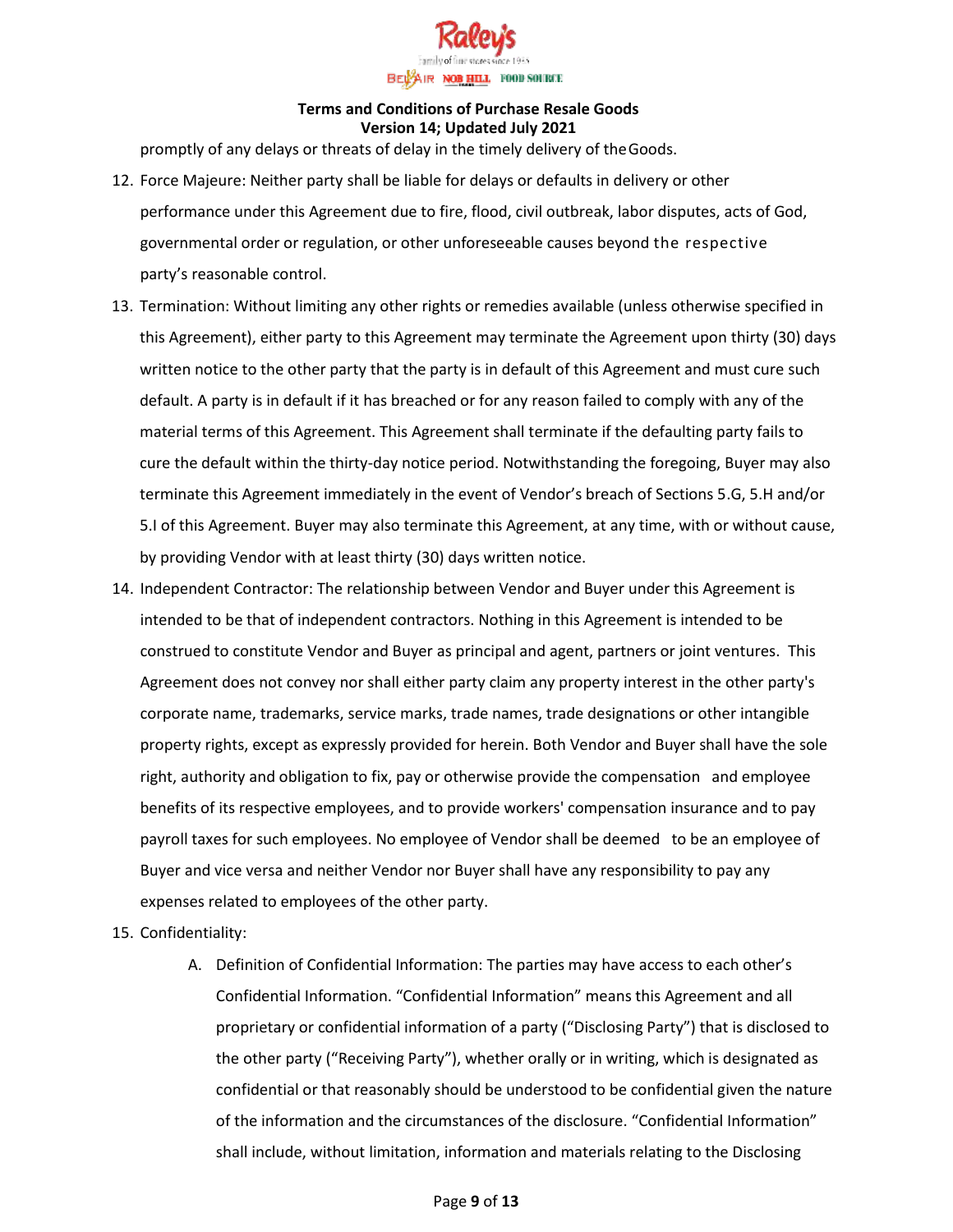promptly of any delays or threats of delay in the timely delivery of the Goods.

12. Force Majeure: Neither party shall be liable for delays or defaults in delivery or other performance under this Agreement due to fire, flood, civil outbreak, labor disputes, acts of God, governmental order or regulation, or other unforeseeable causes beyond the respective party's reasonable control.
13. Termination: Without limiting any other rights or remedies available (unless otherwise specified in this Agreement), either party to this Agreement may terminate the Agreement upon thirty (30) days written notice to the other party that the party is in default of this Agreement and must cure such default. A party is in default if it has breached or for any reason failed to comply with any of the material terms of this Agreement. This Agreement shall terminate if the defaulting party fails to cure the default within the thirty-day notice period. Notwithstanding the foregoing, Buyer may also terminate this Agreement immediately in the event of Vendor's breach of Sections 5.G, 5.H and/or 5.I of this Agreement. Buyer may also terminate this Agreement, at any time, with or without cause, by providing Vendor with at least thirty (30) days written notice.
14. Independent Contractor: The relationship between Vendor and Buyer under this Agreement is intended to be that of independent contractors. Nothing in this Agreement is intended to be construed to constitute Vendor and Buyer as principal and agent, partners or joint ventures. This Agreement does not convey nor shall either party claim any property interest in the other party's corporate name, trademarks, service marks, trade names, trade designations or other intangible property rights, except as expressly provided for herein. Both Vendor and Buyer shall have the sole right, authority and obligation to fix, pay or otherwise provide the compensation and employee benefits of its respective employees, and to provide workers' compensation insurance and to pay payroll taxes for such employees. No employee of Vendor shall be deemed to be an employee of Buyer and vice versa and neither Vendor nor Buyer shall have any responsibility to pay any expenses related to employees of the other party.
15. Confidentiality:
    A. Definition of Confidential Information: The parties may have access to each other's Confidential Information. "Confidential Information" means this Agreement and all proprietary or confidential information of a party ("Disclosing Party") that is disclosed to the other party ("Receiving Party"), whether orally or in writing, which is designated as confidential or that reasonably should be understood to be confidential given the nature of the information and the circumstances of the disclosure. "Confidential Information" shall include, without limitation, information and materials relating to the Disclosing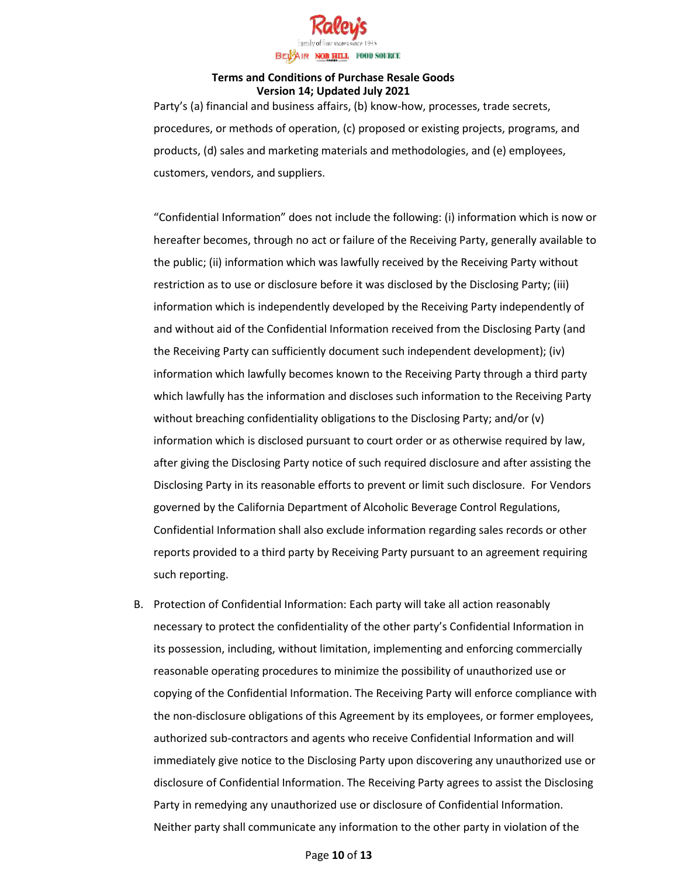Party's (a) financial and business affairs, (b) know-how, processes, trade secrets, procedures, or methods of operation, (c) proposed or existing projects, programs, and products, (d) sales and marketing materials and methodologies, and (e) employees, customers, vendors, and suppliers.

"Confidential Information" does not include the following: (i) information which is now or hereafter becomes, through no act or failure of the Receiving Party, generally available to the public; (ii) information which was lawfully received by the Receiving Party without restriction as to use or disclosure before it was disclosed by the Disclosing Party; (iii) information which is independently developed by the Receiving Party independently of and without aid of the Confidential Information received from the Disclosing Party (and the Receiving Party can sufficiently document such independent development); (iv) information which lawfully becomes known to the Receiving Party through a third party which lawfully has the information and discloses such information to the Receiving Party without breaching confidentiality obligations to the Disclosing Party; and/or (v) information which is disclosed pursuant to court order or as otherwise required by law, after giving the Disclosing Party notice of such required disclosure and after assisting the Disclosing Party in its reasonable efforts to prevent or limit such disclosure. For Vendors governed by the California Department of Alcoholic Beverage Control Regulations, Confidential Information shall also exclude information regarding sales records or other reports provided to a third party by Receiving Party pursuant to an agreement requiring such reporting.

B. Protection of Confidential Information: Each party will take all action reasonably necessary to protect the confidentiality of the other party's Confidential Information in its possession, including, without limitation, implementing and enforcing commercially reasonable operating procedures to minimize the possibility of unauthorized use or copying of the Confidential Information. The Receiving Party will enforce compliance with the non-disclosure obligations of this Agreement by its employees, or former employees, authorized sub-contractors and agents who receive Confidential Information and will immediately give notice to the Disclosing Party upon discovering any unauthorized use or disclosure of Confidential Information. The Receiving Party agrees to assist the Disclosing Party in remedying any unauthorized use or disclosure of Confidential Information. Neither party shall communicate any information to the other party in violation of the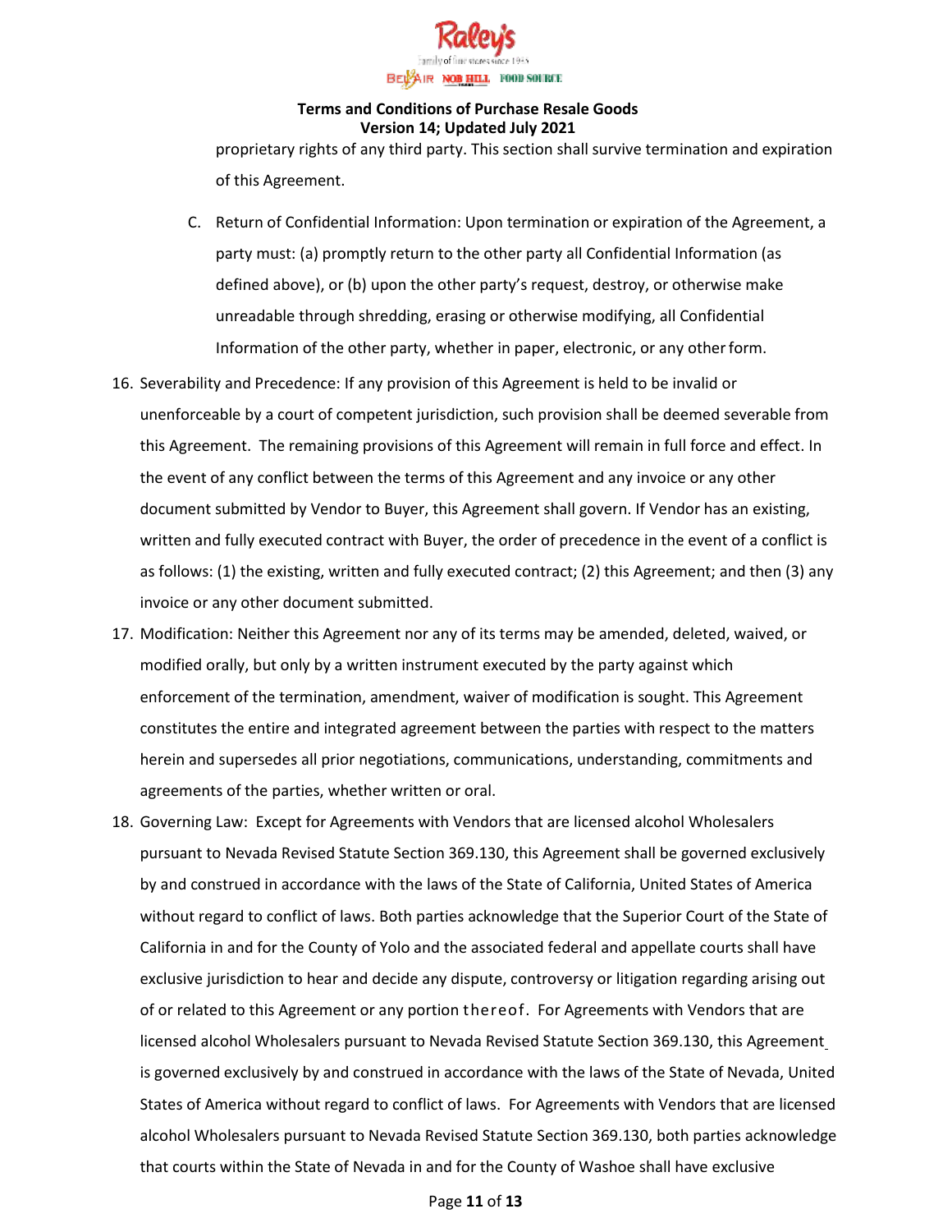proprietary rights of any third party. This section shall survive termination and expiration of this Agreement.

C. Return of Confidential Information: Upon termination or expiration of the Agreement, a party must: (a) promptly return to the other party all Confidential Information (as defined above), or (b) upon the other party's request, destroy, or otherwise make unreadable through shredding, erasing or otherwise modifying, all Confidential Information of the other party, whether in paper, electronic, or any other form.

16. Severability and Precedence: If any provision of this Agreement is held to be invalid or unenforceable by a court of competent jurisdiction, such provision shall be deemed severable from this Agreement. The remaining provisions of this Agreement will remain in full force and effect. In the event of any conflict between the terms of this Agreement and any invoice or any other document submitted by Vendor to Buyer, this Agreement shall govern. If Vendor has an existing, written and fully executed contract with Buyer, the order of precedence in the event of a conflict is as follows: (1) the existing, written and fully executed contract; (2) this Agreement; and then (3) any invoice or any other document submitted.

17. Modification: Neither this Agreement nor any of its terms may be amended, deleted, waived, or modified orally, but only by a written instrument executed by the party against which enforcement of the termination, amendment, waiver of modification is sought. This Agreement constitutes the entire and integrated agreement between the parties with respect to the matters herein and supersedes all prior negotiations, communications, understanding, commitments and agreements of the parties, whether written or oral.

18. Governing Law: Except for Agreements with Vendors that are licensed alcohol Wholesalers pursuant to Nevada Revised Statute Section 369.130, this Agreement shall be governed exclusively by and construed in accordance with the laws of the State of California, United States of America without regard to conflict of laws. Both parties acknowledge that the Superior Court of the State of California in and for the County of Yolo and the associated federal and appellate courts shall have exclusive jurisdiction to hear and decide any dispute, controversy or litigation regarding arising out of or related to this Agreement or any portion thereof. For Agreements with Vendors that are licensed alcohol Wholesalers pursuant to Nevada Revised Statute Section 369.130, this Agreement is governed exclusively by and construed in accordance with the laws of the State of Nevada, United States of America without regard to conflict of laws. For Agreements with Vendors that are licensed alcohol Wholesalers pursuant to Nevada Revised Statute Section 369.130, both parties acknowledge that courts within the State of Nevada in and for the County of Washoe shall have exclusive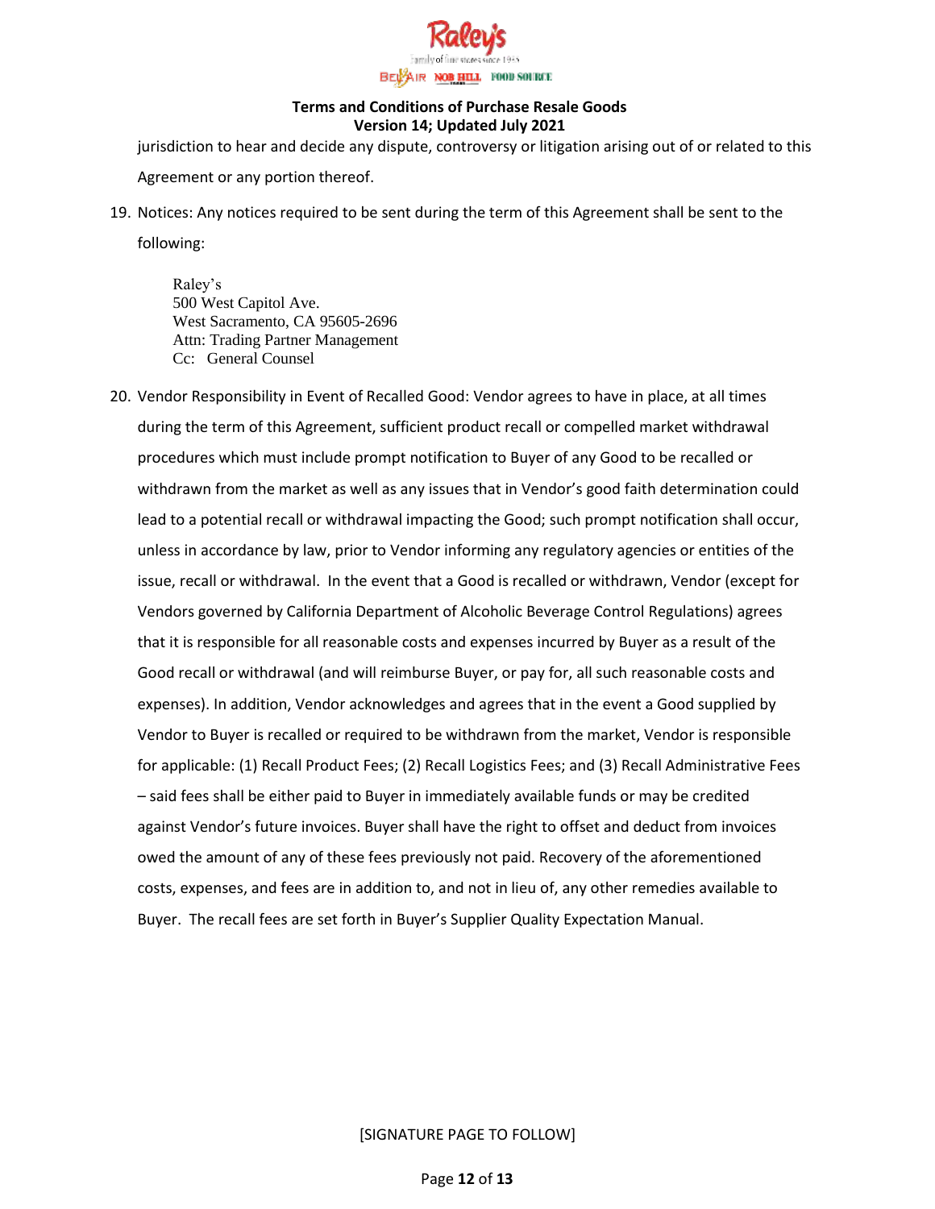jurisdiction to hear and decide any dispute, controversy or litigation arising out of or related to this Agreement or any portion thereof.

19. Notices: Any notices required to be sent during the term of this Agreement shall be sent to the following:

    Raley's
    500 West Capitol Ave.
    West Sacramento, CA 95605-2696
    Attn: Trading Partner Management
    Cc: General Counsel

20. Vendor Responsibility in Event of Recalled Good: Vendor agrees to have in place, at all times during the term of this Agreement, sufficient product recall or compelled market withdrawal procedures which must include prompt notification to Buyer of any Good to be recalled or withdrawn from the market as well as any issues that in Vendor's good faith determination could lead to a potential recall or withdrawal impacting the Good; such prompt notification shall occur, unless in accordance by law, prior to Vendor informing any regulatory agencies or entities of the issue, recall or withdrawal. In the event that a Good is recalled or withdrawn, Vendor (except for Vendors governed by California Department of Alcoholic Beverage Control Regulations) agrees that it is responsible for all reasonable costs and expenses incurred by Buyer as a result of the Good recall or withdrawal (and will reimburse Buyer, or pay for, all such reasonable costs and expenses). In addition, Vendor acknowledges and agrees that in the event a Good supplied by Vendor to Buyer is recalled or required to be withdrawn from the market, Vendor is responsible for applicable: (1) Recall Product Fees; (2) Recall Logistics Fees; and (3) Recall Administrative Fees – said fees shall be either paid to Buyer in immediately available funds or may be credited against Vendor's future invoices. Buyer shall have the right to offset and deduct from invoices owed the amount of any of these fees previously not paid. Recovery of the aforementioned costs, expenses, and fees are in addition to, and not in lieu of, any other remedies available to Buyer. The recall fees are set forth in Buyer's Supplier Quality Expectation Manual.

[SIGNATURE PAGE TO FOLLOW]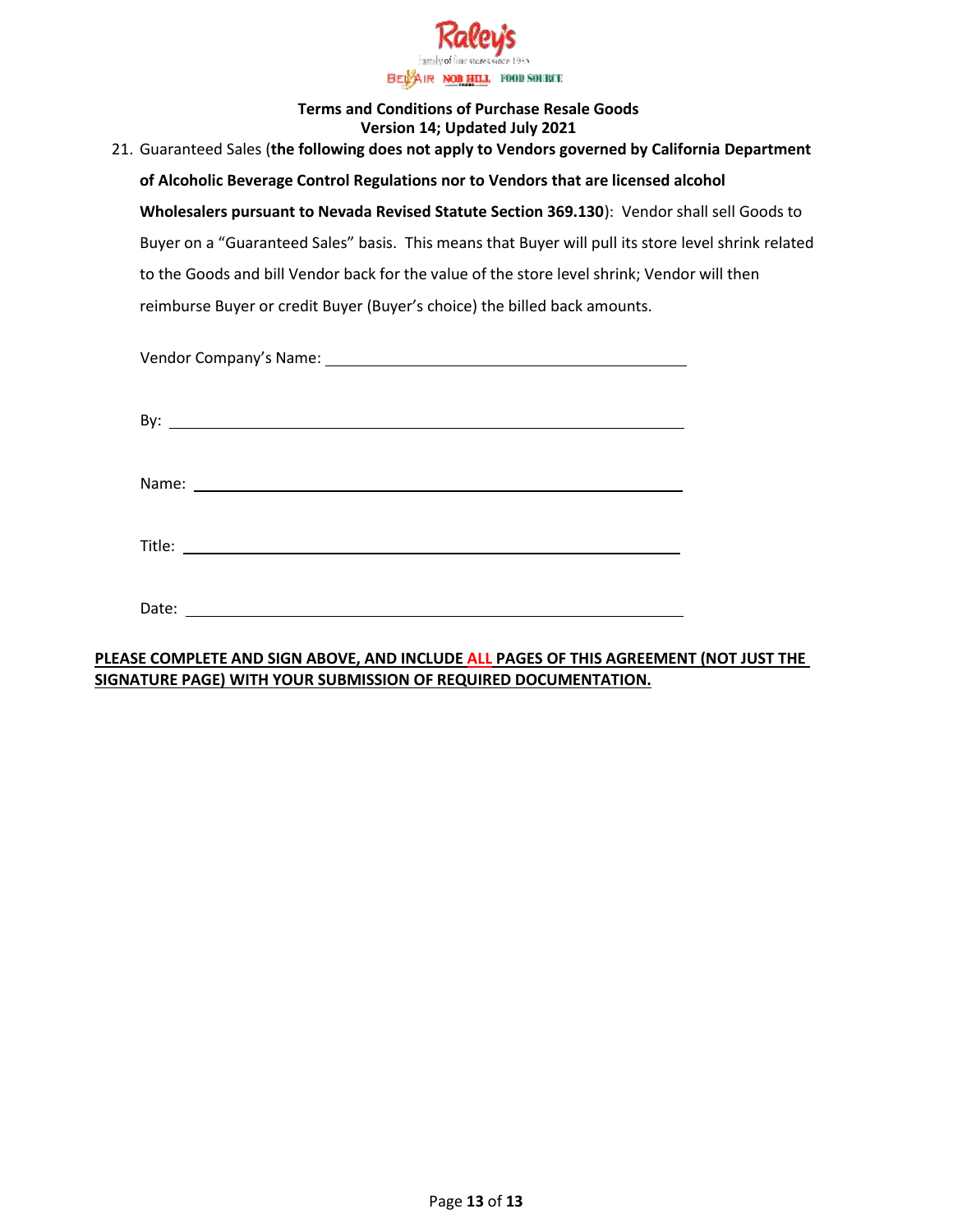**Terms and Conditions of Purchase Resale Goods**
**Version 14; Updated July 2021**

21. Guaranteed Sales (**the following does not apply to Vendors governed by California Department of Alcoholic Beverage Control Regulations nor to Vendors that are licensed alcohol Wholesalers pursuant to Nevada Revised Statute Section 369.130**): Vendor shall sell Goods to Buyer on a "Guaranteed Sales" basis. This means that Buyer will pull its store level shrink related to the Goods and bill Vendor back for the value of the store level shrink; Vendor will then reimburse Buyer or credit Buyer (Buyer's choice) the billed back amounts.

Vendor Company's Name: ______________________________________

By: ______________________________________

Name: ______________________________________

Title: ______________________________________

Date: ______________________________________

**PLEASE COMPLETE AND SIGN ABOVE, AND INCLUDE ALL PAGES OF THIS AGREEMENT (NOT JUST THE SIGNATURE PAGE) WITH YOUR SUBMISSION OF REQUIRED DOCUMENTATION.**